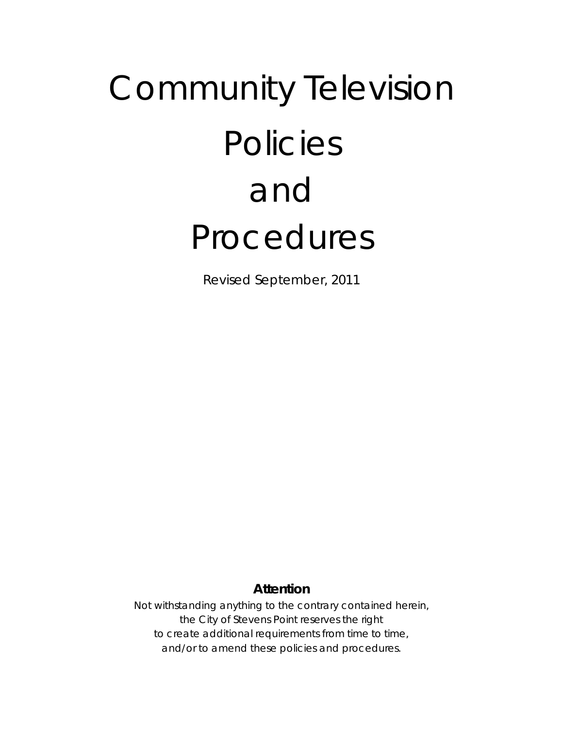# Community Television Policies and Procedures

Revised September, 2011

**Attention**

Not withstanding anything to the contrary contained herein, the City of Stevens Point reserves the right to create additional requirements from time to time, and/or to amend these policies and procedures.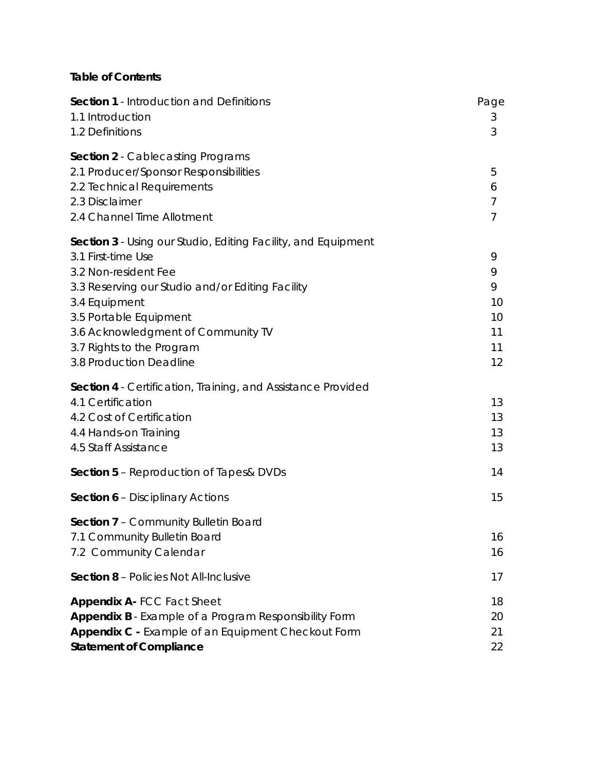**Table of Contents**

| | Page |
|---|---|
| **Section 1** - Introduction and Definitions | |
| 1.1 Introduction | 3 |
| 1.2 Definitions | 3 |
| **Section 2** - Cablecasting Programs | |
| 2.1 Producer/Sponsor Responsibilities | 5 |
| 2.2 Technical Requirements | 6 |
| 2.3 Disclaimer | 7 |
| 2.4 Channel Time Allotment | 7 |
| **Section 3** - Using our Studio, Editing Facility, and Equipment | |
| 3.1 First-time Use | 9 |
| 3.2 Non-resident Fee | 9 |
| 3.3 Reserving our Studio and/or Editing Facility | 9 |
| 3.4 Equipment | 10 |
| 3.5 Portable Equipment | 10 |
| 3.6 Acknowledgment of Community TV | 11 |
| 3.7 Rights to the Program | 11 |
| 3.8 Production Deadline | 12 |
| **Section 4** - Certification, Training, and Assistance Provided | |
| 4.1 Certification | 13 |
| 4.2 Cost of Certification | 13 |
| 4.4 Hands-on Training | 13 |
| 4.5 Staff Assistance | 13 |
| **Section 5** – Reproduction of Tapes& DVDs | 14 |
| **Section 6** – Disciplinary Actions | 15 |
| **Section 7** – Community Bulletin Board | |
| 7.1 Community Bulletin Board | 16 |
| 7.2 Community Calendar | 16 |
| **Section 8** – Policies Not All-Inclusive | 17 |
| **Appendix A-** FCC Fact Sheet | 18 |
| **Appendix B** - Example of a Program Responsibility Form | 20 |
| **Appendix C -** Example of an Equipment Checkout Form | 21 |
| **Statement of Compliance** | 22 |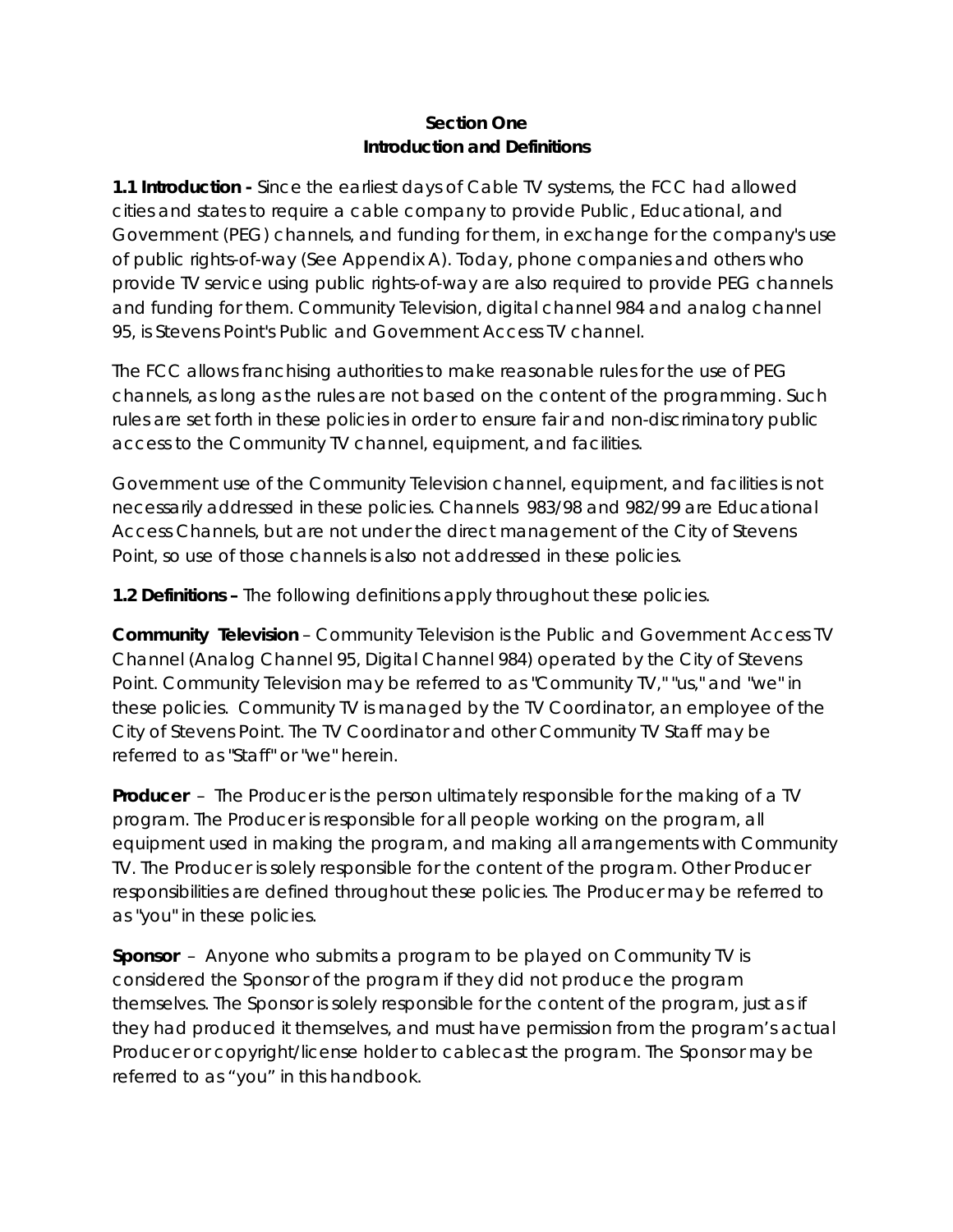## Section One
## Introduction and Definitions

**1.1 Introduction -** Since the earliest days of Cable TV systems, the FCC had allowed cities and states to require a cable company to provide Public, Educational, and Government (PEG) channels, and funding for them, in exchange for the company's use of public rights-of-way (See Appendix A). Today, phone companies and others who provide TV service using public rights-of-way are also required to provide PEG channels and funding for them. Community Television, digital channel 984 and analog channel 95, is Stevens Point's Public and Government Access TV channel.

The FCC allows franchising authorities to make reasonable rules for the use of PEG channels, as long as the rules are not based on the content of the programming. Such rules are set forth in these policies in order to ensure fair and non-discriminatory public access to the Community TV channel, equipment, and facilities.

Government use of the Community Television channel, equipment, and facilities is not necessarily addressed in these policies. Channels 983/98 and 982/99 are Educational Access Channels, but are not under the direct management of the City of Stevens Point, so use of those channels is also not addressed in these policies.

**1.2 Definitions –** The following definitions apply throughout these policies.

**Community Television** – Community Television is the Public and Government Access TV Channel (Analog Channel 95, Digital Channel 984) operated by the City of Stevens Point. Community Television may be referred to as "Community TV," "us," and "we" in these policies. Community TV is managed by the TV Coordinator, an employee of the City of Stevens Point. The TV Coordinator and other Community TV Staff may be referred to as "Staff" or "we" herein.

**Producer** – The Producer is the person ultimately responsible for the making of a TV program. The Producer is responsible for all people working on the program, all equipment used in making the program, and making all arrangements with Community TV. The Producer is solely responsible for the content of the program. Other Producer responsibilities are defined throughout these policies. The Producer may be referred to as "you" in these policies.

**Sponsor** – Anyone who submits a program to be played on Community TV is considered the Sponsor of the program if they did not produce the program themselves. The Sponsor is solely responsible for the content of the program, just as if they had produced it themselves, and must have permission from the program's actual Producer or copyright/license holder to cablecast the program. The Sponsor may be referred to as "you" in this handbook.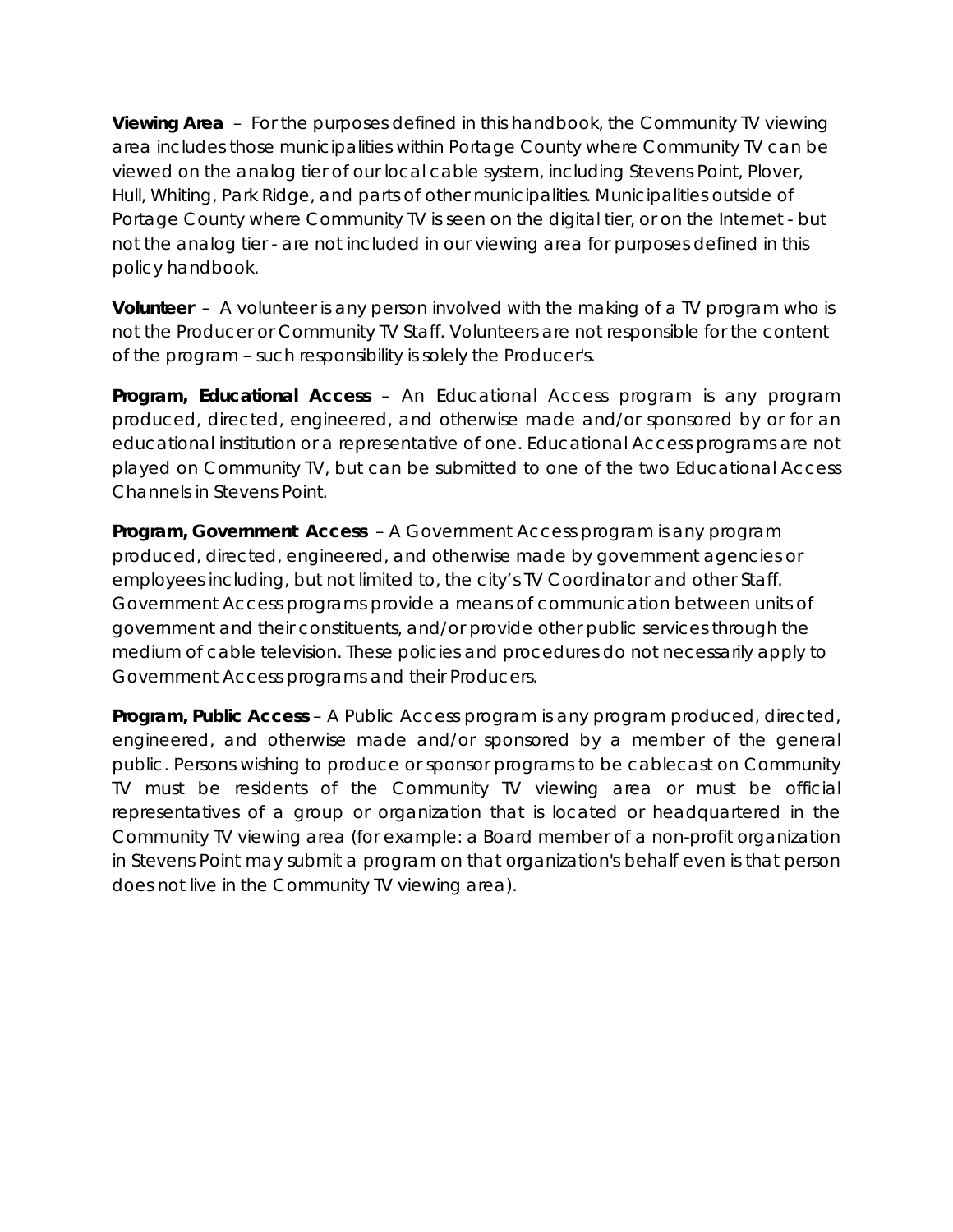**Viewing Area** – For the purposes defined in this handbook, the Community TV viewing area includes those municipalities within Portage County where Community TV can be viewed on the analog tier of our local cable system, including Stevens Point, Plover, Hull, Whiting, Park Ridge, and parts of other municipalities. Municipalities outside of Portage County where Community TV is seen on the digital tier, or on the Internet - but not the analog tier - are not included in our viewing area for purposes defined in this policy handbook.

**Volunteer** – A volunteer is any person involved with the making of a TV program who is not the Producer or Community TV Staff. Volunteers are not responsible for the content of the program – such responsibility is solely the Producer's.

**Program, Educational Access** – An Educational Access program is any program produced, directed, engineered, and otherwise made and/or sponsored by or for an educational institution or a representative of one. Educational Access programs are not played on Community TV, but can be submitted to one of the two Educational Access Channels in Stevens Point.

**Program, Government Access** – A Government Access program is any program produced, directed, engineered, and otherwise made by government agencies or employees including, but not limited to, the city's TV Coordinator and other Staff. Government Access programs provide a means of communication between units of government and their constituents, and/or provide other public services through the medium of cable television. These policies and procedures do not necessarily apply to Government Access programs and their Producers.

**Program, Public Access** – A Public Access program is any program produced, directed, engineered, and otherwise made and/or sponsored by a member of the general public. Persons wishing to produce or sponsor programs to be cablecast on Community TV must be residents of the Community TV viewing area or must be official representatives of a group or organization that is located or headquartered in the Community TV viewing area (for example: a Board member of a non-profit organization in Stevens Point may submit a program on that organization's behalf even is that person does not live in the Community TV viewing area).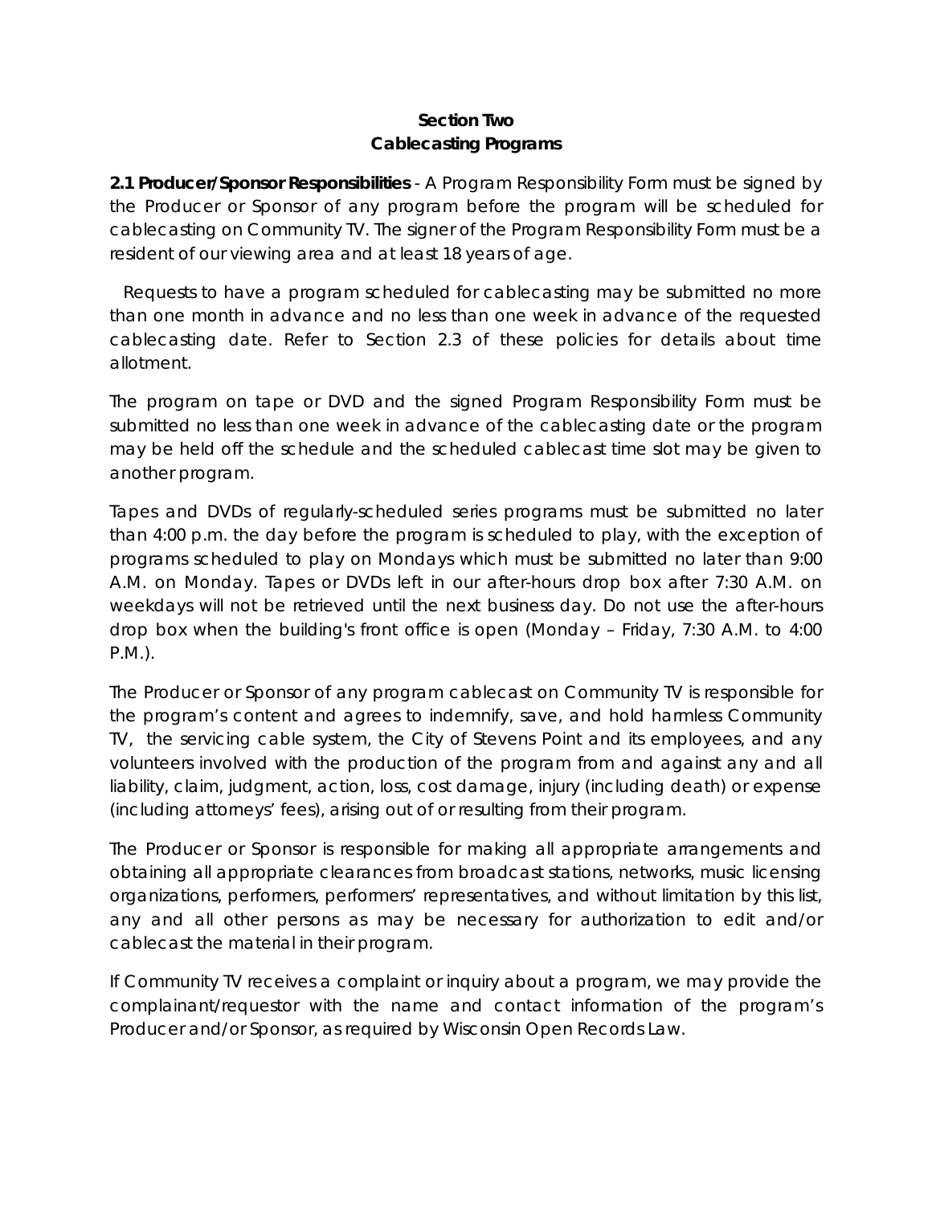# Section Two
# Cablecasting Programs

**2.1 Producer/Sponsor Responsibilities** - A Program Responsibility Form must be signed by the Producer or Sponsor of any program before the program will be scheduled for cablecasting on Community TV. The signer of the Program Responsibility Form must be a resident of our viewing area and at least 18 years of age.

Requests to have a program scheduled for cablecasting may be submitted no more than one month in advance and no less than one week in advance of the requested cablecasting date. Refer to Section 2.3 of these policies for details about time allotment.

The program on tape or DVD and the signed Program Responsibility Form must be submitted no less than one week in advance of the cablecasting date or the program may be held off the schedule and the scheduled cablecast time slot may be given to another program.

Tapes and DVDs of regularly-scheduled series programs must be submitted no later than 4:00 p.m. the day before the program is scheduled to play, with the exception of programs scheduled to play on Mondays which must be submitted no later than 9:00 A.M. on Monday. Tapes or DVDs left in our after-hours drop box after 7:30 A.M. on weekdays will not be retrieved until the next business day. Do not use the after-hours drop box when the building's front office is open (Monday – Friday, 7:30 A.M. to 4:00 P.M.).

The Producer or Sponsor of any program cablecast on Community TV is responsible for the program's content and agrees to indemnify, save, and hold harmless Community TV, the servicing cable system, the City of Stevens Point and its employees, and any volunteers involved with the production of the program from and against any and all liability, claim, judgment, action, loss, cost damage, injury (including death) or expense (including attorneys' fees), arising out of or resulting from their program.

The Producer or Sponsor is responsible for making all appropriate arrangements and obtaining all appropriate clearances from broadcast stations, networks, music licensing organizations, performers, performers' representatives, and without limitation by this list, any and all other persons as may be necessary for authorization to edit and/or cablecast the material in their program.

If Community TV receives a complaint or inquiry about a program, we may provide the complainant/requestor with the name and contact information of the program's Producer and/or Sponsor, as required by Wisconsin Open Records Law.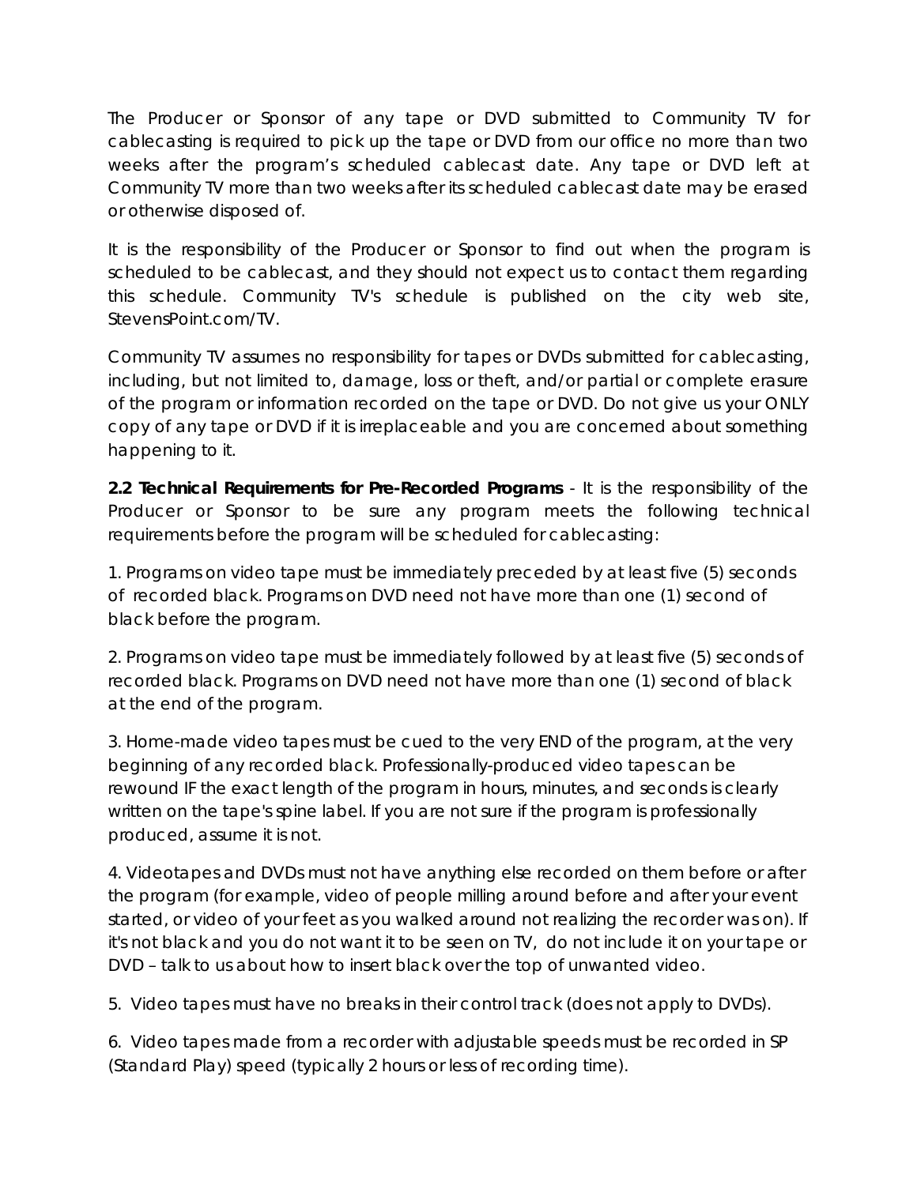The Producer or Sponsor of any tape or DVD submitted to Community TV for cablecasting is required to pick up the tape or DVD from our office no more than two weeks after the program's scheduled cablecast date. Any tape or DVD left at Community TV more than two weeks after its scheduled cablecast date may be erased or otherwise disposed of.

It is the responsibility of the Producer or Sponsor to find out when the program is scheduled to be cablecast, and they should not expect us to contact them regarding this schedule. Community TV's schedule is published on the city web site, StevensPoint.com/TV.

Community TV assumes no responsibility for tapes or DVDs submitted for cablecasting, including, but not limited to, damage, loss or theft, and/or partial or complete erasure of the program or information recorded on the tape or DVD. Do not give us your ONLY copy of any tape or DVD if it is irreplaceable and you are concerned about something happening to it.

**2.2 Technical Requirements for Pre-Recorded Programs** - It is the responsibility of the Producer or Sponsor to be sure any program meets the following technical requirements before the program will be scheduled for cablecasting:

1. Programs on video tape must be immediately preceded by at least five (5) seconds of recorded black. Programs on DVD need not have more than one (1) second of black before the program.

2. Programs on video tape must be immediately followed by at least five (5) seconds of recorded black. Programs on DVD need not have more than one (1) second of black at the end of the program.

3. Home-made video tapes must be cued to the very END of the program, at the very beginning of any recorded black. Professionally-produced video tapes can be rewound IF the exact length of the program in hours, minutes, and seconds is clearly written on the tape's spine label. If you are not sure if the program is professionally produced, assume it is not.

4. Videotapes and DVDs must not have anything else recorded on them before or after the program (for example, video of people milling around before and after your event started, or video of your feet as you walked around not realizing the recorder was on). If it's not black and you do not want it to be seen on TV, do not include it on your tape or DVD – talk to us about how to insert black over the top of unwanted video.

5. Video tapes must have no breaks in their control track (does not apply to DVDs).

6. Video tapes made from a recorder with adjustable speeds must be recorded in SP (Standard Play) speed (typically 2 hours or less of recording time).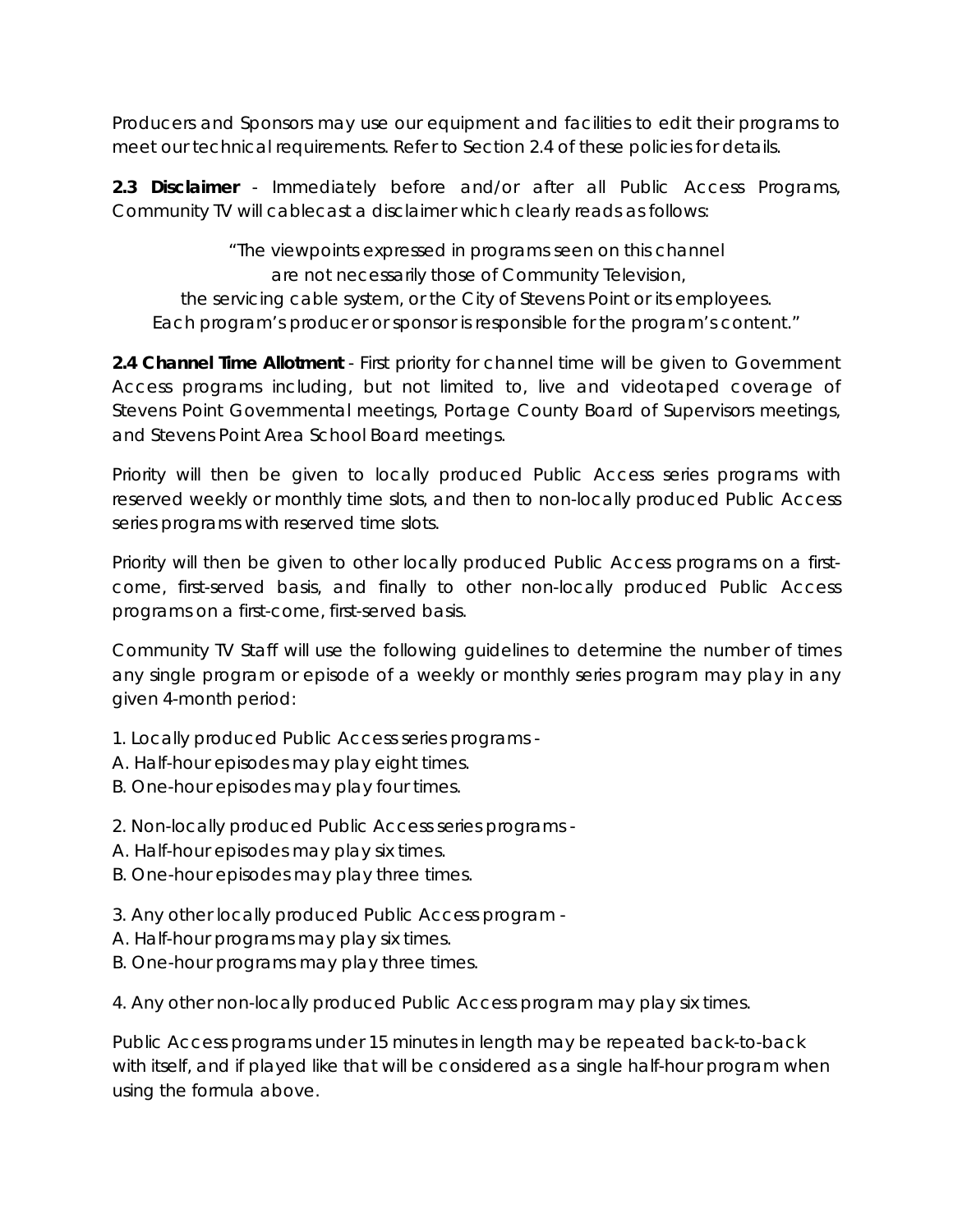Producers and Sponsors may use our equipment and facilities to edit their programs to meet our technical requirements. Refer to Section 2.4 of these policies for details.

**2.3 Disclaimer** - Immediately before and/or after all Public Access Programs, Community TV will cablecast a disclaimer which clearly reads as follows:

"The viewpoints expressed in programs seen on this channel
are not necessarily those of Community Television,
the servicing cable system, or the City of Stevens Point or its employees.
Each program's producer or sponsor is responsible for the program's content."

**2.4 Channel Time Allotment** - First priority for channel time will be given to Government Access programs including, but not limited to, live and videotaped coverage of Stevens Point Governmental meetings, Portage County Board of Supervisors meetings, and Stevens Point Area School Board meetings.

Priority will then be given to locally produced Public Access series programs with reserved weekly or monthly time slots, and then to non-locally produced Public Access series programs with reserved time slots.

Priority will then be given to other locally produced Public Access programs on a first-come, first-served basis, and finally to other non-locally produced Public Access programs on a first-come, first-served basis.

Community TV Staff will use the following guidelines to determine the number of times any single program or episode of a weekly or monthly series program may play in any given 4-month period:

1. Locally produced Public Access series programs -
A. Half-hour episodes may play eight times.
B. One-hour episodes may play four times.

2. Non-locally produced Public Access series programs -
A. Half-hour episodes may play six times.
B. One-hour episodes may play three times.

3. Any other locally produced Public Access program -
A. Half-hour programs may play six times.
B. One-hour programs may play three times.

4. Any other non-locally produced Public Access program may play six times.

Public Access programs under 15 minutes in length may be repeated back-to-back with itself, and if played like that will be considered as a single half-hour program when using the formula above.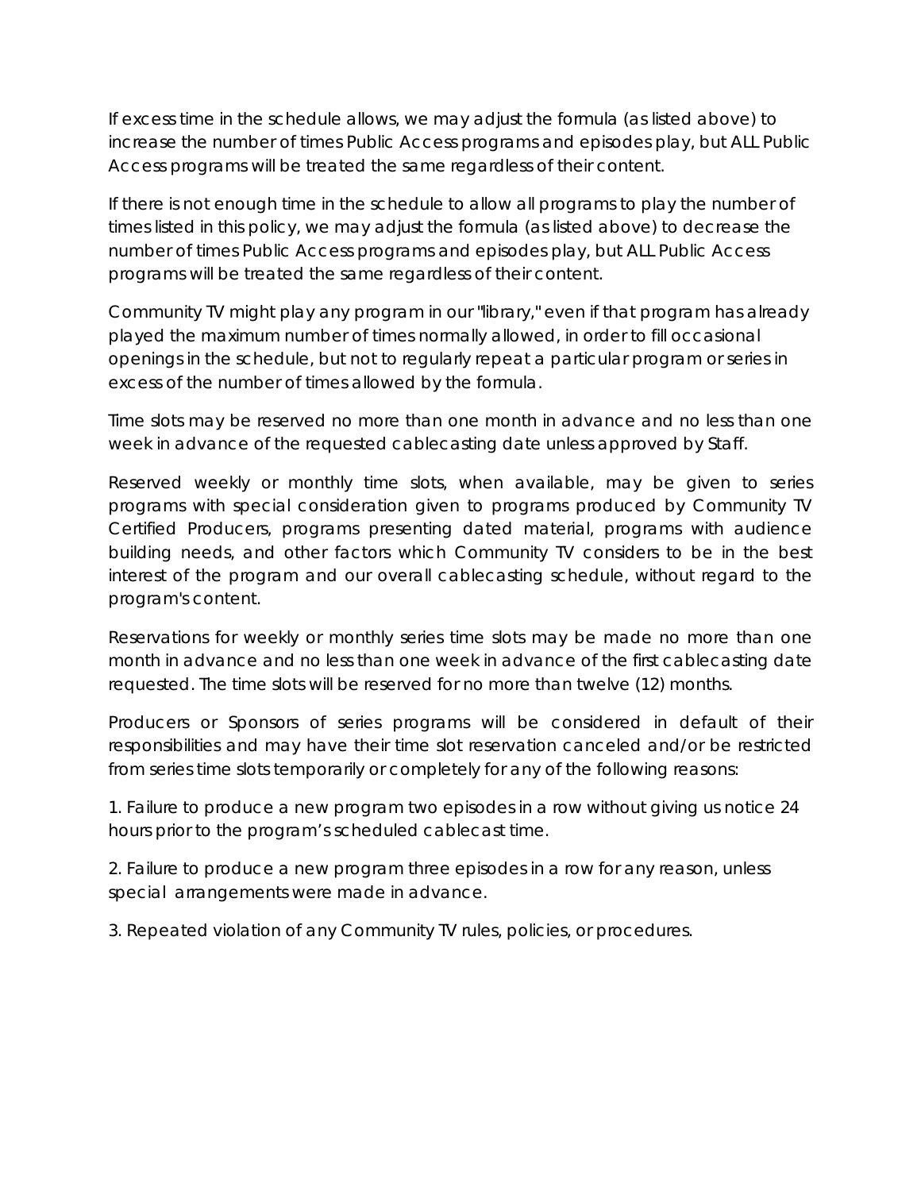If excess time in the schedule allows, we may adjust the formula (as listed above) to increase the number of times Public Access programs and episodes play, but ALL Public Access programs will be treated the same regardless of their content.

If there is not enough time in the schedule to allow all programs to play the number of times listed in this policy, we may adjust the formula (as listed above) to decrease the number of times Public Access programs and episodes play, but ALL Public Access programs will be treated the same regardless of their content.

Community TV might play any program in our "library," even if that program has already played the maximum number of times normally allowed, in order to fill occasional openings in the schedule, but not to regularly repeat a particular program or series in excess of the number of times allowed by the formula.

Time slots may be reserved no more than one month in advance and no less than one week in advance of the requested cablecasting date unless approved by Staff.

Reserved weekly or monthly time slots, when available, may be given to series programs with special consideration given to programs produced by Community TV Certified Producers, programs presenting dated material, programs with audience building needs, and other factors which Community TV considers to be in the best interest of the program and our overall cablecasting schedule, without regard to the program's content.

Reservations for weekly or monthly series time slots may be made no more than one month in advance and no less than one week in advance of the first cablecasting date requested. The time slots will be reserved for no more than twelve (12) months.

Producers or Sponsors of series programs will be considered in default of their responsibilities and may have their time slot reservation canceled and/or be restricted from series time slots temporarily or completely for any of the following reasons:

1. Failure to produce a new program two episodes in a row without giving us notice 24 hours prior to the program's scheduled cablecast time.

2. Failure to produce a new program three episodes in a row for any reason, unless special arrangements were made in advance.

3. Repeated violation of any Community TV rules, policies, or procedures.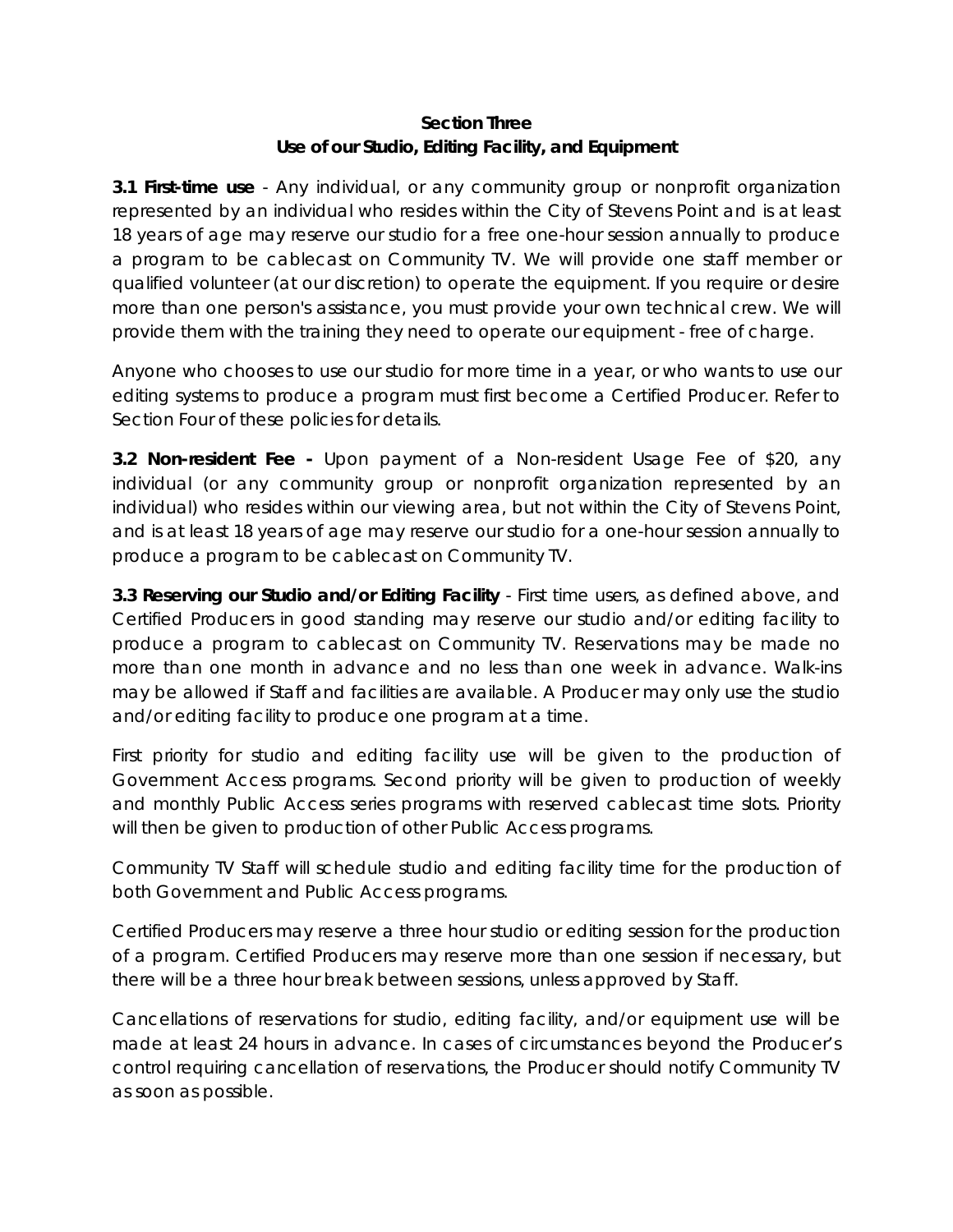## Section Three
## Use of our Studio, Editing Facility, and Equipment

**3.1 First-time use** - Any individual, or any community group or nonprofit organization represented by an individual who resides within the City of Stevens Point and is at least 18 years of age may reserve our studio for a free one-hour session annually to produce a program to be cablecast on Community TV. We will provide one staff member or qualified volunteer (at our discretion) to operate the equipment. If you require or desire more than one person's assistance, you must provide your own technical crew. We will provide them with the training they need to operate our equipment - free of charge.

Anyone who chooses to use our studio for more time in a year, or who wants to use our editing systems to produce a program must first become a Certified Producer. Refer to Section Four of these policies for details.

**3.2 Non-resident Fee -** Upon payment of a Non-resident Usage Fee of $20, any individual (or any community group or nonprofit organization represented by an individual) who resides within our viewing area, but not within the City of Stevens Point, and is at least 18 years of age may reserve our studio for a one-hour session annually to produce a program to be cablecast on Community TV.

**3.3 Reserving our Studio and/or Editing Facility** - First time users, as defined above, and Certified Producers in good standing may reserve our studio and/or editing facility to produce a program to cablecast on Community TV. Reservations may be made no more than one month in advance and no less than one week in advance. Walk-ins may be allowed if Staff and facilities are available. A Producer may only use the studio and/or editing facility to produce one program at a time.

First priority for studio and editing facility use will be given to the production of Government Access programs. Second priority will be given to production of weekly and monthly Public Access series programs with reserved cablecast time slots. Priority will then be given to production of other Public Access programs.

Community TV Staff will schedule studio and editing facility time for the production of both Government and Public Access programs.

Certified Producers may reserve a three hour studio or editing session for the production of a program. Certified Producers may reserve more than one session if necessary, but there will be a three hour break between sessions, unless approved by Staff.

Cancellations of reservations for studio, editing facility, and/or equipment use will be made at least 24 hours in advance. In cases of circumstances beyond the Producer's control requiring cancellation of reservations, the Producer should notify Community TV as soon as possible.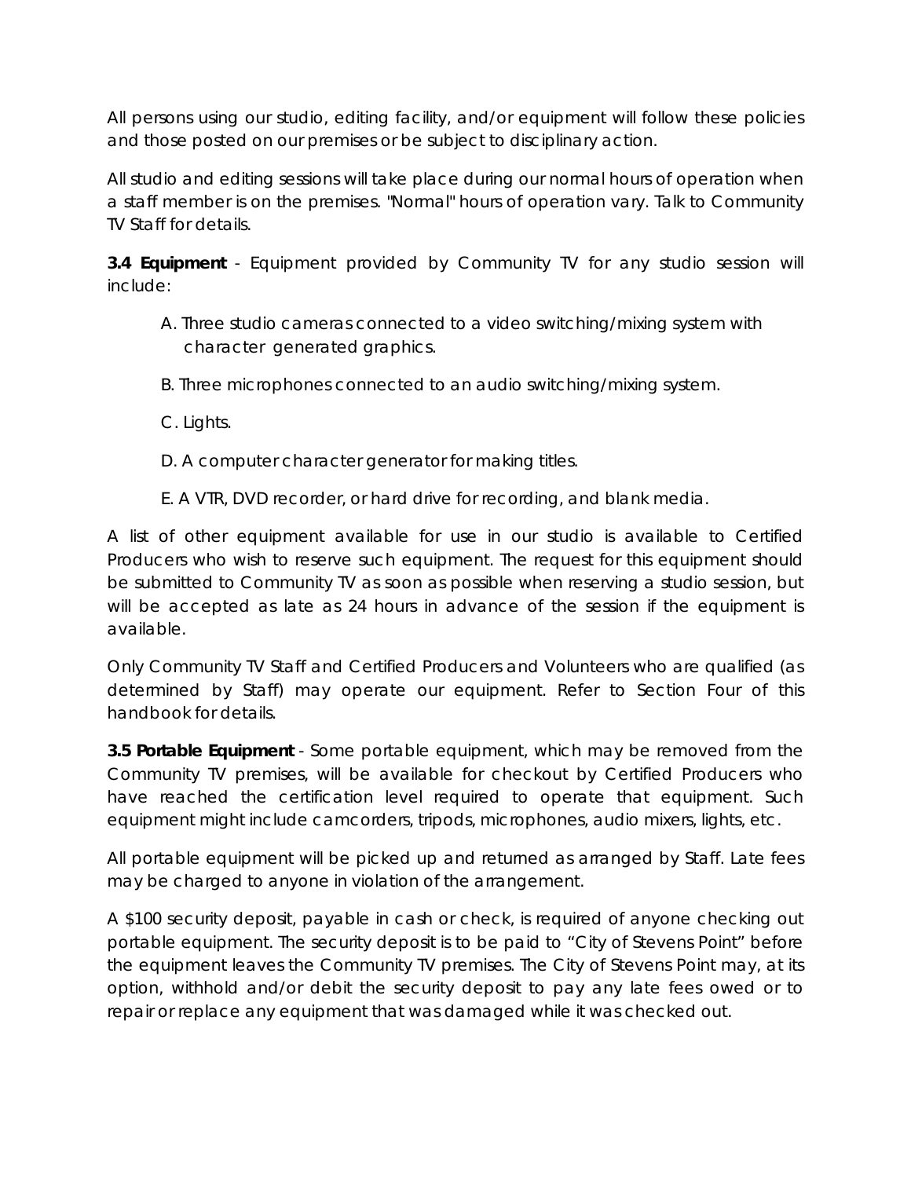All persons using our studio, editing facility, and/or equipment will follow these policies and those posted on our premises or be subject to disciplinary action.

All studio and editing sessions will take place during our normal hours of operation when a staff member is on the premises. "Normal" hours of operation vary. Talk to Community TV Staff for details.

**3.4 Equipment** - Equipment provided by Community TV for any studio session will include:

A. Three studio cameras connected to a video switching/mixing system with character generated graphics.

B. Three microphones connected to an audio switching/mixing system.

C. Lights.

D. A computer character generator for making titles.

E. A VTR, DVD recorder, or hard drive for recording, and blank media.

A list of other equipment available for use in our studio is available to Certified Producers who wish to reserve such equipment. The request for this equipment should be submitted to Community TV as soon as possible when reserving a studio session, but will be accepted as late as 24 hours in advance of the session if the equipment is available.

Only Community TV Staff and Certified Producers and Volunteers who are qualified (as determined by Staff) may operate our equipment. Refer to Section Four of this handbook for details.

**3.5 Portable Equipment** - Some portable equipment, which may be removed from the Community TV premises, will be available for checkout by Certified Producers who have reached the certification level required to operate that equipment. Such equipment might include camcorders, tripods, microphones, audio mixers, lights, etc.

All portable equipment will be picked up and returned as arranged by Staff. Late fees may be charged to anyone in violation of the arrangement.

A $100 security deposit, payable in cash or check, is required of anyone checking out portable equipment. The security deposit is to be paid to “City of Stevens Point” before the equipment leaves the Community TV premises. The City of Stevens Point may, at its option, withhold and/or debit the security deposit to pay any late fees owed or to repair or replace any equipment that was damaged while it was checked out.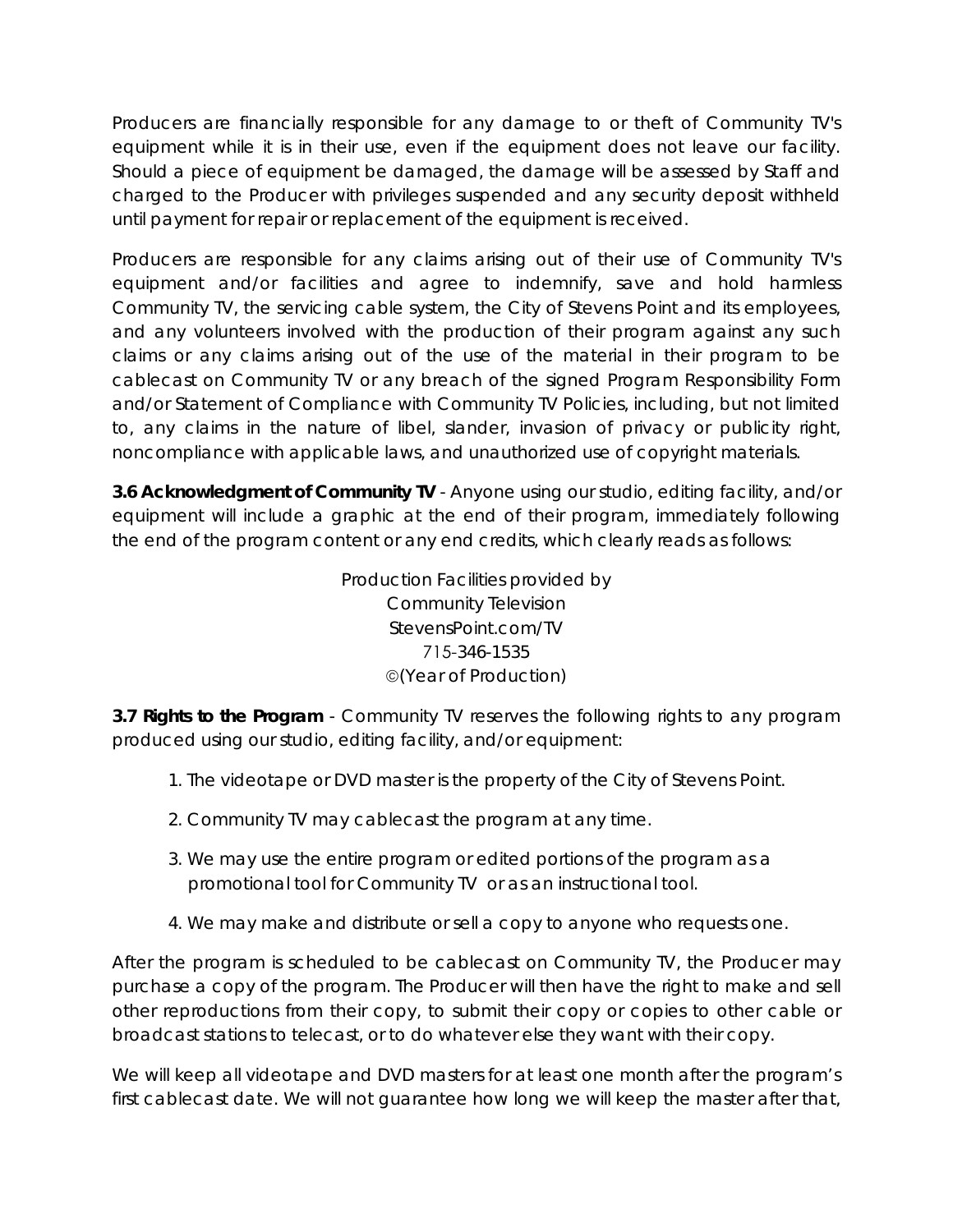Producers are financially responsible for any damage to or theft of Community TV's equipment while it is in their use, even if the equipment does not leave our facility. Should a piece of equipment be damaged, the damage will be assessed by Staff and charged to the Producer with privileges suspended and any security deposit withheld until payment for repair or replacement of the equipment is received.

Producers are responsible for any claims arising out of their use of Community TV's equipment and/or facilities and agree to indemnify, save and hold harmless Community TV, the servicing cable system, the City of Stevens Point and its employees, and any volunteers involved with the production of their program against any such claims or any claims arising out of the use of the material in their program to be cablecast on Community TV or any breach of the signed Program Responsibility Form and/or Statement of Compliance with Community TV Policies, including, but not limited to, any claims in the nature of libel, slander, invasion of privacy or publicity right, noncompliance with applicable laws, and unauthorized use of copyright materials.

**3.6 Acknowledgment of Community TV** - Anyone using our studio, editing facility, and/or equipment will include a graphic at the end of their program, immediately following the end of the program content or any end credits, which clearly reads as follows:

Production Facilities provided by
Community Television
StevensPoint.com/TV
715-346-1535
©(Year of Production)

**3.7 Rights to the Program** - Community TV reserves the following rights to any program produced using our studio, editing facility, and/or equipment:

1. The videotape or DVD master is the property of the City of Stevens Point.
2. Community TV may cablecast the program at any time.
3. We may use the entire program or edited portions of the program as a promotional tool for Community TV or as an instructional tool.
4. We may make and distribute or sell a copy to anyone who requests one.

After the program is scheduled to be cablecast on Community TV, the Producer may purchase a copy of the program. The Producer will then have the right to make and sell other reproductions from their copy, to submit their copy or copies to other cable or broadcast stations to telecast, or to do whatever else they want with their copy.

We will keep all videotape and DVD masters for at least one month after the program's first cablecast date. We will not guarantee how long we will keep the master after that,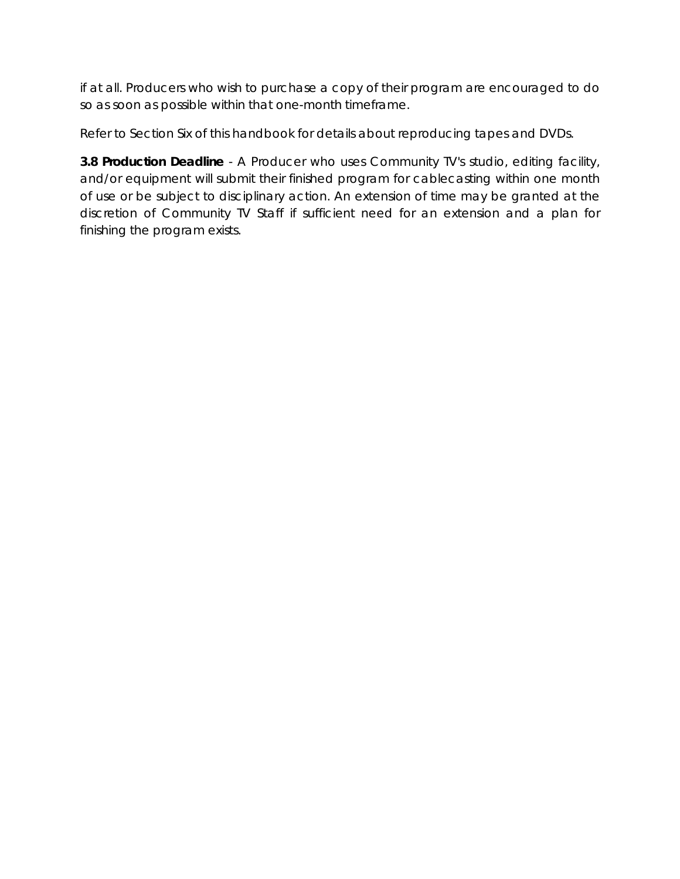if at all. Producers who wish to purchase a copy of their program are encouraged to do so as soon as possible within that one-month timeframe.

Refer to Section Six of this handbook for details about reproducing tapes and DVDs.

**3.8 Production Deadline** - A Producer who uses Community TV's studio, editing facility, and/or equipment will submit their finished program for cablecasting within one month of use or be subject to disciplinary action. An extension of time may be granted at the discretion of Community TV Staff if sufficient need for an extension and a plan for finishing the program exists.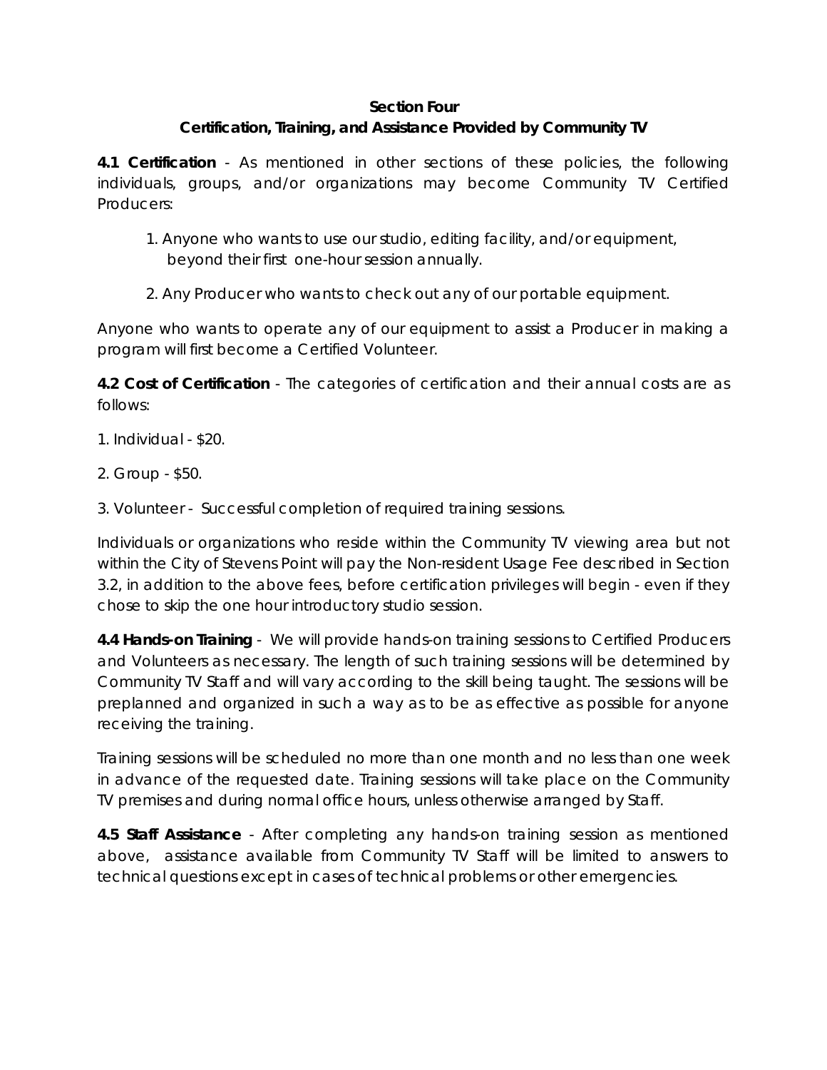**Section Four**
**Certification, Training, and Assistance Provided by Community TV**

**4.1 Certification** - As mentioned in other sections of these policies, the following individuals, groups, and/or organizations may become Community TV Certified Producers:

1. Anyone who wants to use our studio, editing facility, and/or equipment, beyond their first one-hour session annually.
2. Any Producer who wants to check out any of our portable equipment.

Anyone who wants to operate any of our equipment to assist a Producer in making a program will first become a Certified Volunteer.

**4.2 Cost of Certification** - The categories of certification and their annual costs are as follows:

1. Individual - $20.
2. Group - $50.
3. Volunteer - Successful completion of required training sessions.

Individuals or organizations who reside within the Community TV viewing area but not within the City of Stevens Point will pay the Non-resident Usage Fee described in Section 3.2, in addition to the above fees, before certification privileges will begin - even if they chose to skip the one hour introductory studio session.

**4.4 Hands-on Training** - We will provide hands-on training sessions to Certified Producers and Volunteers as necessary. The length of such training sessions will be determined by Community TV Staff and will vary according to the skill being taught. The sessions will be preplanned and organized in such a way as to be as effective as possible for anyone receiving the training.

Training sessions will be scheduled no more than one month and no less than one week in advance of the requested date. Training sessions will take place on the Community TV premises and during normal office hours, unless otherwise arranged by Staff.

**4.5 Staff Assistance** - After completing any hands-on training session as mentioned above, assistance available from Community TV Staff will be limited to answers to technical questions except in cases of technical problems or other emergencies.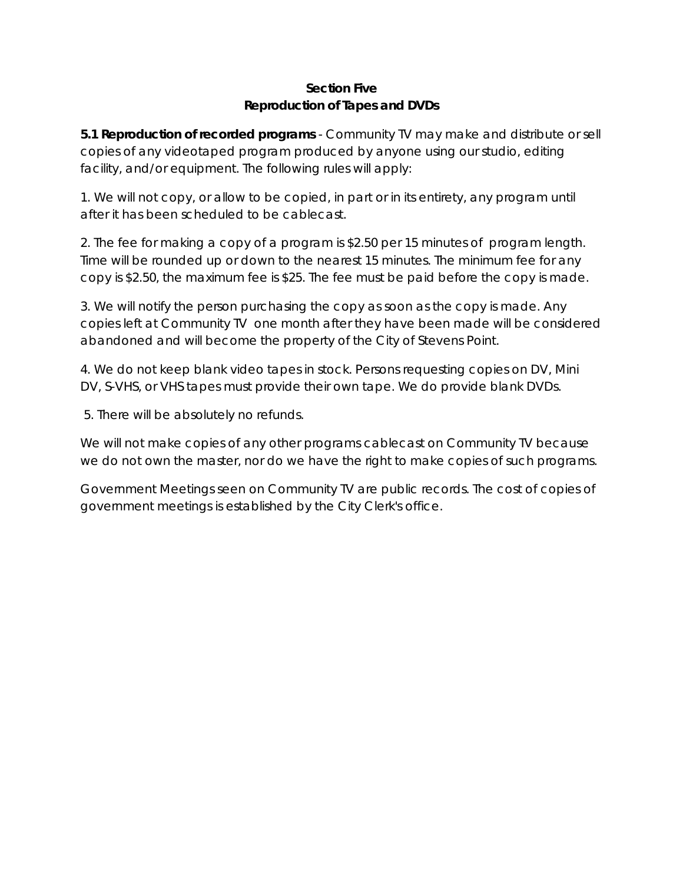## Section Five
## Reproduction of Tapes and DVDs

**5.1 Reproduction of recorded programs** - Community TV may make and distribute or sell copies of any videotaped program produced by anyone using our studio, editing facility, and/or equipment. The following rules will apply:

1. We will not copy, or allow to be copied, in part or in its entirety, any program until after it has been scheduled to be cablecast.

2. The fee for making a copy of a program is $2.50 per 15 minutes of program length. Time will be rounded up or down to the nearest 15 minutes. The minimum fee for any copy is $2.50, the maximum fee is $25. The fee must be paid before the copy is made.

3. We will notify the person purchasing the copy as soon as the copy is made. Any copies left at Community TV one month after they have been made will be considered abandoned and will become the property of the City of Stevens Point.

4. We do not keep blank video tapes in stock. Persons requesting copies on DV, Mini DV, S-VHS, or VHS tapes must provide their own tape. We do provide blank DVDs.

5. There will be absolutely no refunds.

We will not make copies of any other programs cablecast on Community TV because we do not own the master, nor do we have the right to make copies of such programs.

Government Meetings seen on Community TV are public records. The cost of copies of government meetings is established by the City Clerk's office.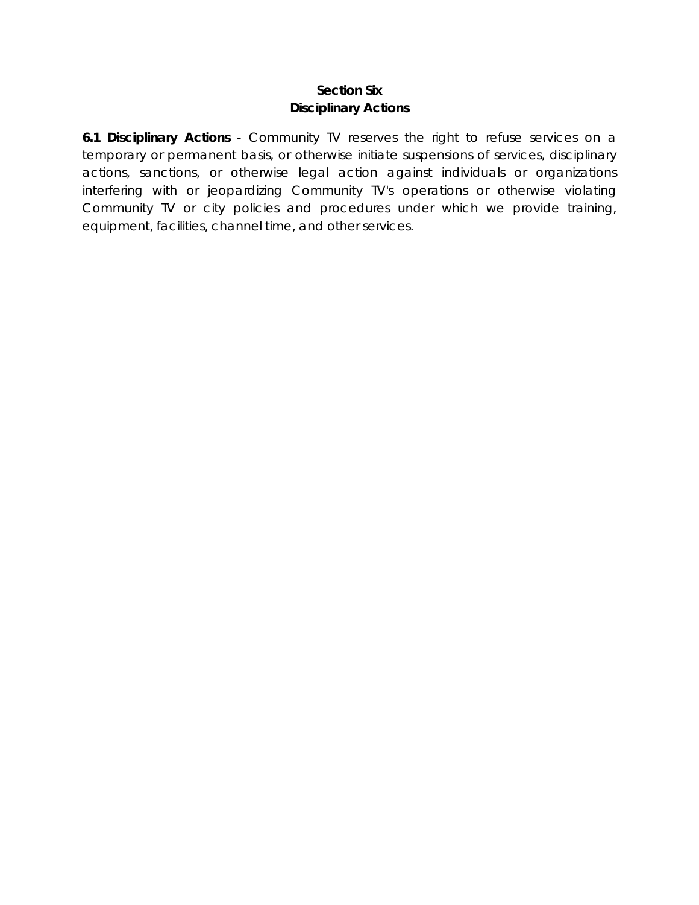## Section Six
## Disciplinary Actions

**6.1 Disciplinary Actions** - Community TV reserves the right to refuse services on a temporary or permanent basis, or otherwise initiate suspensions of services, disciplinary actions, sanctions, or otherwise legal action against individuals or organizations interfering with or jeopardizing Community TV's operations or otherwise violating Community TV or city policies and procedures under which we provide training, equipment, facilities, channel time, and other services.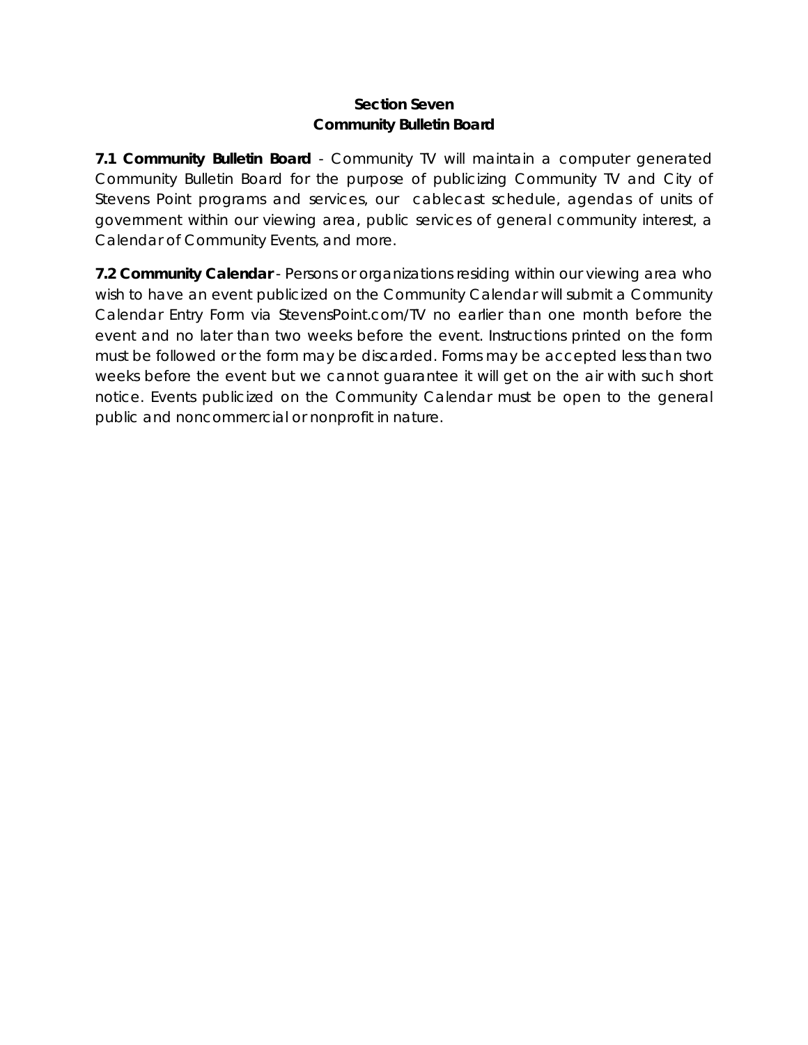## Section Seven
## Community Bulletin Board

**7.1 Community Bulletin Board** - Community TV will maintain a computer generated Community Bulletin Board for the purpose of publicizing Community TV and City of Stevens Point programs and services, our cablecast schedule, agendas of units of government within our viewing area, public services of general community interest, a Calendar of Community Events, and more.

**7.2 Community Calendar** - Persons or organizations residing within our viewing area who wish to have an event publicized on the Community Calendar will submit a Community Calendar Entry Form via StevensPoint.com/TV no earlier than one month before the event and no later than two weeks before the event. Instructions printed on the form must be followed or the form may be discarded. Forms may be accepted less than two weeks before the event but we cannot guarantee it will get on the air with such short notice. Events publicized on the Community Calendar must be open to the general public and noncommercial or nonprofit in nature.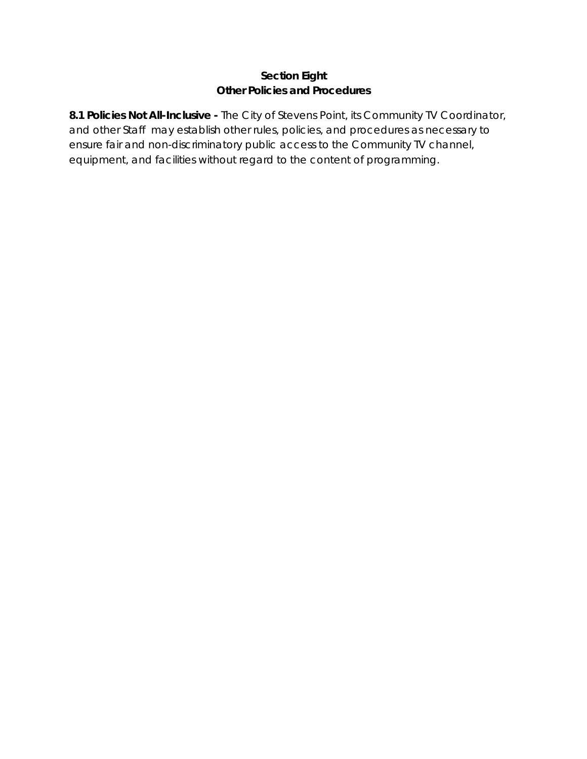## Section Eight
## Other Policies and Procedures

**8.1 Policies Not All-Inclusive -** The City of Stevens Point, its Community TV Coordinator, and other Staff may establish other rules, policies, and procedures as necessary to ensure fair and non-discriminatory public access to the Community TV channel, equipment, and facilities without regard to the content of programming.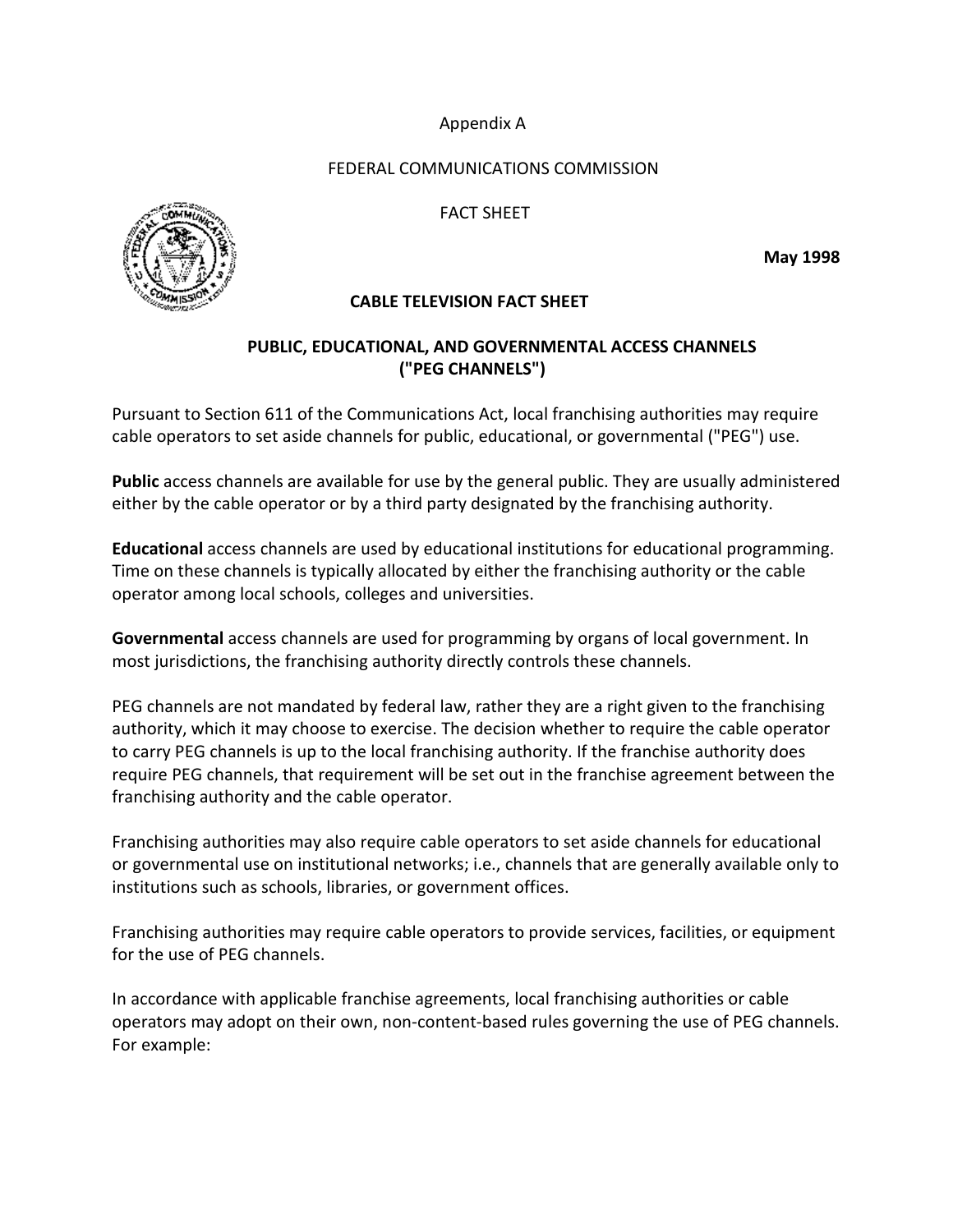Appendix A

FEDERAL COMMUNICATIONS COMMISSION

FACT SHEET

**May 1998**

**CABLE TELEVISION FACT SHEET**

**PUBLIC, EDUCATIONAL, AND GOVERNMENTAL ACCESS CHANNELS ("PEG CHANNELS")**

Pursuant to Section 611 of the Communications Act, local franchising authorities may require cable operators to set aside channels for public, educational, or governmental ("PEG") use.

**Public** access channels are available for use by the general public. They are usually administered either by the cable operator or by a third party designated by the franchising authority.

**Educational** access channels are used by educational institutions for educational programming. Time on these channels is typically allocated by either the franchising authority or the cable operator among local schools, colleges and universities.

**Governmental** access channels are used for programming by organs of local government. In most jurisdictions, the franchising authority directly controls these channels.

PEG channels are not mandated by federal law, rather they are a right given to the franchising authority, which it may choose to exercise. The decision whether to require the cable operator to carry PEG channels is up to the local franchising authority. If the franchise authority does require PEG channels, that requirement will be set out in the franchise agreement between the franchising authority and the cable operator.

Franchising authorities may also require cable operators to set aside channels for educational or governmental use on institutional networks; i.e., channels that are generally available only to institutions such as schools, libraries, or government offices.

Franchising authorities may require cable operators to provide services, facilities, or equipment for the use of PEG channels.

In accordance with applicable franchise agreements, local franchising authorities or cable operators may adopt on their own, non-content-based rules governing the use of PEG channels. For example: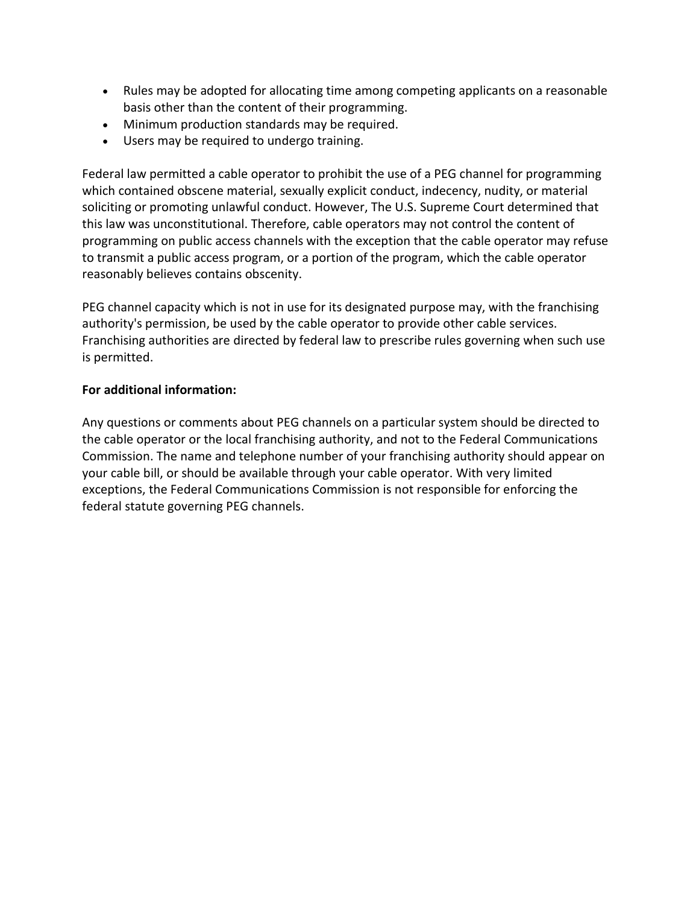- Rules may be adopted for allocating time among competing applicants on a reasonable basis other than the content of their programming.
- Minimum production standards may be required.
- Users may be required to undergo training.

Federal law permitted a cable operator to prohibit the use of a PEG channel for programming which contained obscene material, sexually explicit conduct, indecency, nudity, or material soliciting or promoting unlawful conduct. However, The U.S. Supreme Court determined that this law was unconstitutional. Therefore, cable operators may not control the content of programming on public access channels with the exception that the cable operator may refuse to transmit a public access program, or a portion of the program, which the cable operator reasonably believes contains obscenity.

PEG channel capacity which is not in use for its designated purpose may, with the franchising authority's permission, be used by the cable operator to provide other cable services. Franchising authorities are directed by federal law to prescribe rules governing when such use is permitted.

**For additional information:**

Any questions or comments about PEG channels on a particular system should be directed to the cable operator or the local franchising authority, and not to the Federal Communications Commission. The name and telephone number of your franchising authority should appear on your cable bill, or should be available through your cable operator. With very limited exceptions, the Federal Communications Commission is not responsible for enforcing the federal statute governing PEG channels.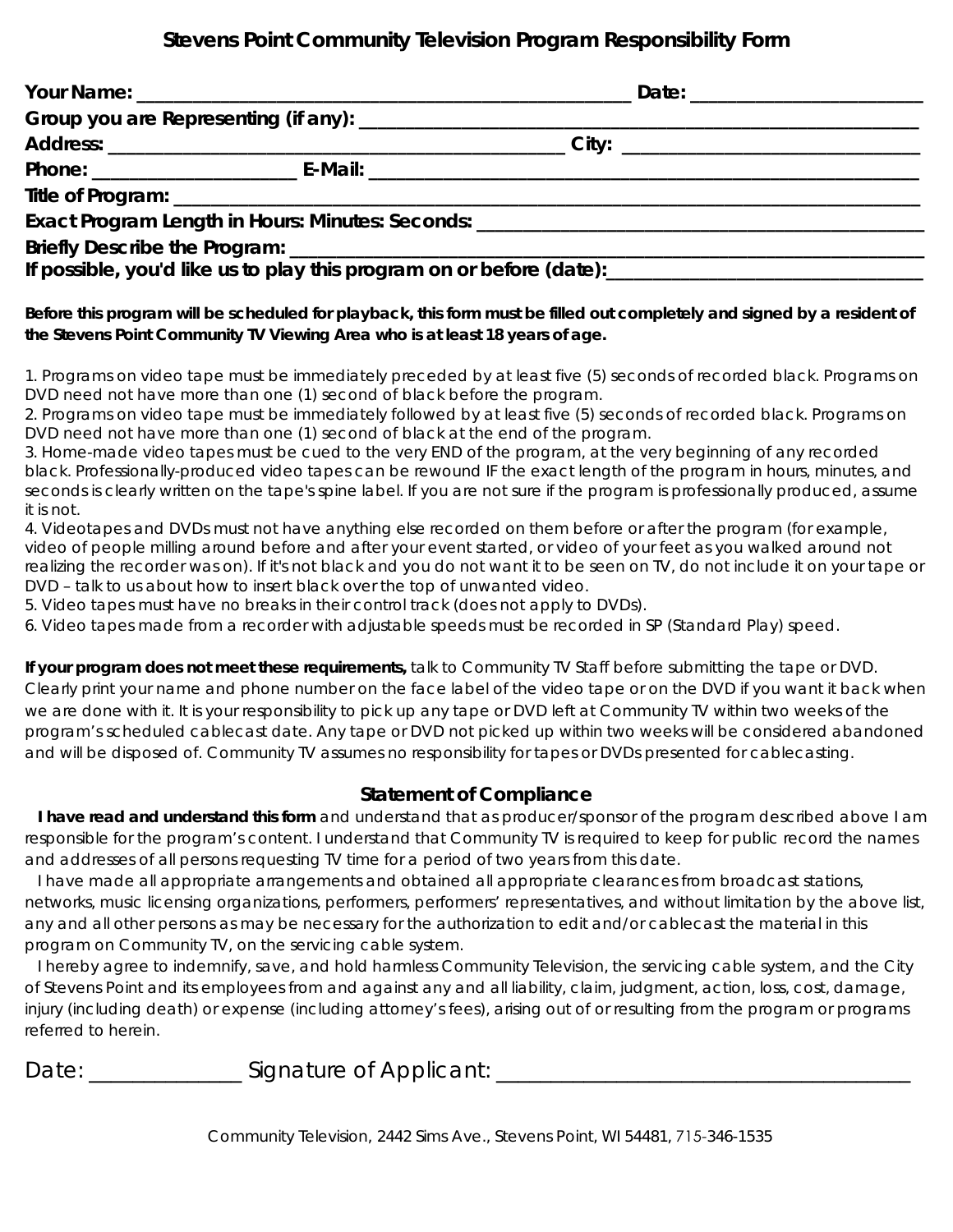# Stevens Point Community Television Program Responsibility Form

**Your Name:** ____________________________________________ **Date:** ____________________

**Group you are Representing (if any):** ________________________________________________

**Address:** ________________________________________ **City:** _________________________

**Phone:** ________________ **E-Mail:** _______________________________________________

**Title of Program:** ___________________________________________________________________

**Exact Program Length in Hours: Minutes: Seconds:** _____________________________________

**Briefly Describe the Program:** ___________________________________________________________

**If possible, you'd like us to play this program on or before (date):**___________________________

**Before this program will be scheduled for playback, this form must be filled out completely and signed by a resident of the Stevens Point Community TV Viewing Area who is at least 18 years of age.**

1. Programs on video tape must be immediately preceded by at least five (5) seconds of recorded black. Programs on DVD need not have more than one (1) second of black before the program.
2. Programs on video tape must be immediately followed by at least five (5) seconds of recorded black. Programs on DVD need not have more than one (1) second of black at the end of the program.
3. Home-made video tapes must be cued to the very END of the program, at the very beginning of any recorded black. Professionally-produced video tapes can be rewound IF the exact length of the program in hours, minutes, and seconds is clearly written on the tape's spine label. If you are not sure if the program is professionally produced, assume it is not.
4. Videotapes and DVDs must not have anything else recorded on them before or after the program (for example, video of people milling around before and after your event started, or video of your feet as you walked around not realizing the recorder was on). If it's not black and you do not want it to be seen on TV, do not include it on your tape or DVD – talk to us about how to insert black over the top of unwanted video.
5. Video tapes must have no breaks in their control track (does not apply to DVDs).
6. Video tapes made from a recorder with adjustable speeds must be recorded in SP (Standard Play) speed.

**If your program does not meet these requirements,** talk to Community TV Staff before submitting the tape or DVD. Clearly print your name and phone number on the face label of the video tape or on the DVD if you want it back when we are done with it. It is your responsibility to pick up any tape or DVD left at Community TV within two weeks of the program's scheduled cablecast date. Any tape or DVD not picked up within two weeks will be considered abandoned and will be disposed of. Community TV assumes no responsibility for tapes or DVDs presented for cablecasting.

## Statement of Compliance

**I have read and understand this form** and understand that as producer/sponsor of the program described above I am responsible for the program's content. I understand that Community TV is required to keep for public record the names and addresses of all persons requesting TV time for a period of two years from this date.

I have made all appropriate arrangements and obtained all appropriate clearances from broadcast stations, networks, music licensing organizations, performers, performers' representatives, and without limitation by the above list, any and all other persons as may be necessary for the authorization to edit and/or cablecast the material in this program on Community TV, on the servicing cable system.

I hereby agree to indemnify, save, and hold harmless Community Television, the servicing cable system, and the City of Stevens Point and its employees from and against any and all liability, claim, judgment, action, loss, cost, damage, injury (including death) or expense (including attorney's fees), arising out of or resulting from the program or programs referred to herein.

Date: ______________ Signature of Applicant: ____________________________________

Community Television, 2442 Sims Ave., Stevens Point, WI 54481, 715-346-1535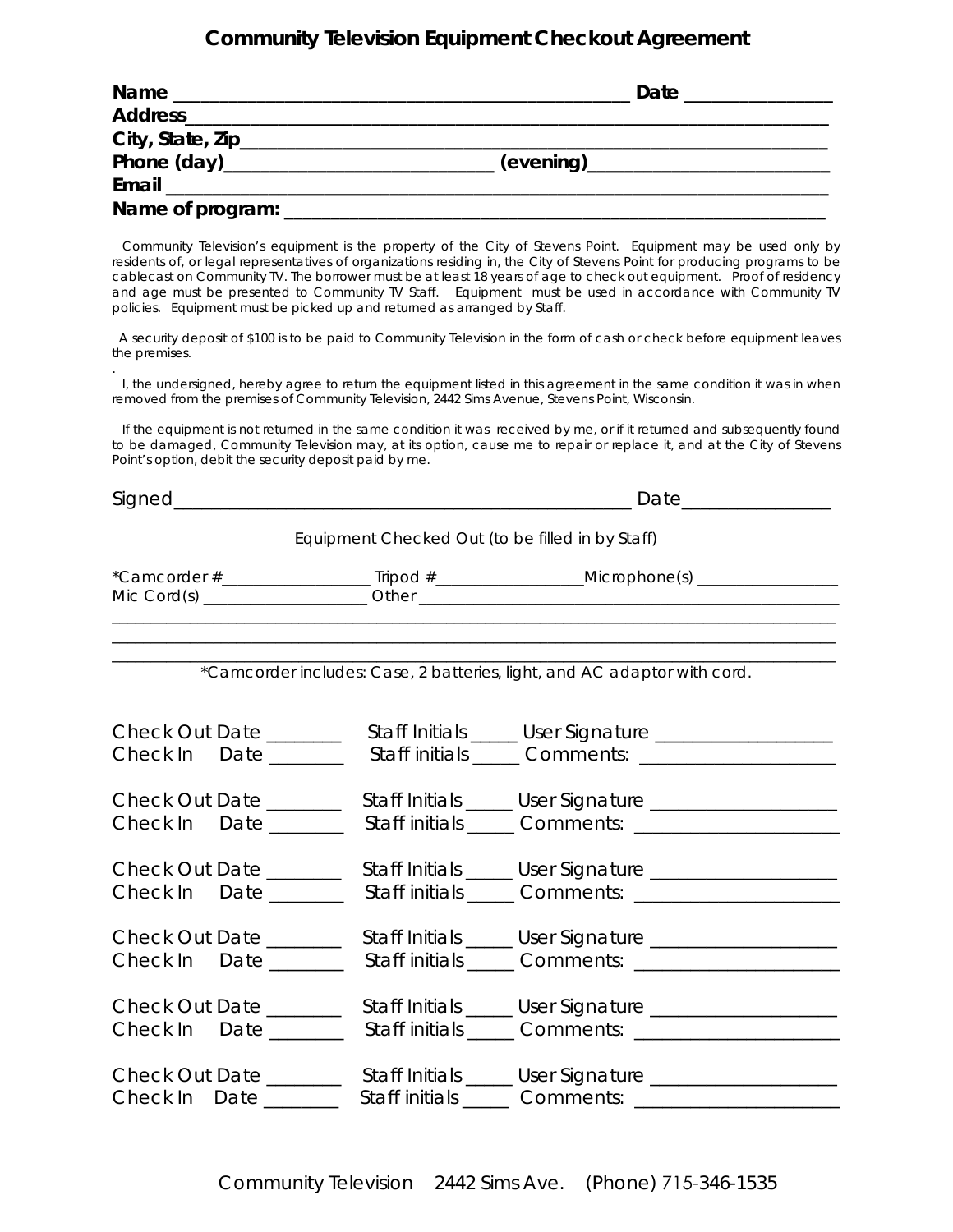# Community Television Equipment Checkout Agreement

**Name** ________________________________________________ **Date** ______________
**Address**_____________________________________________________________________
**City, State, Zip**______________________________________________________________
**Phone (day)**__________________________ **(evening)**_______________________
**Email** _______________________________________________________________________
**Name of program:** ____________________________________________________________

Community Television's equipment is the property of the City of Stevens Point. Equipment may be used only by residents of, or legal representatives of organizations residing in, the City of Stevens Point for producing programs to be cablecast on Community TV. The borrower must be at least 18 years of age to check out equipment. Proof of residency and age must be presented to Community TV Staff. Equipment must be used in accordance with Community TV policies. Equipment must be picked up and returned as arranged by Staff.

A security deposit of $100 is to be paid to Community Television in the form of cash or check before equipment leaves the premises.

I, the undersigned, hereby agree to return the equipment listed in this agreement in the same condition it was in when removed from the premises of Community Television, 2442 Sims Avenue, Stevens Point, Wisconsin.

If the equipment is not returned in the same condition it was received by me, or if it returned and subsequently found to be damaged, Community Television may, at its option, cause me to repair or replace it, and at the City of Stevens Point's option, debit the security deposit paid by me.

Signed________________________________________________ Date______________

Equipment Checked Out (to be filled in by Staff)

*Camcorder #_________________ Tripod #_________________Microphone(s) _______________
Mic Cord(s) __________________ Other ____________________________________________
_______________________________________________________________________________
_______________________________________________________________________________
_______________________________________________________________________________

*Camcorder includes: Case, 2 batteries, light, and AC adaptor with cord.

Check Out Date _______ Staff Initials _____ User Signature __________________
Check In Date _______ Staff initials _____ Comments: ___________________

Check Out Date _______ Staff Initials _____ User Signature __________________
Check In Date _______ Staff initials _____ Comments: ___________________

Check Out Date _______ Staff Initials _____ User Signature __________________
Check In Date _______ Staff initials _____ Comments: ___________________

Check Out Date _______ Staff Initials _____ User Signature __________________
Check In Date _______ Staff initials _____ Comments: ___________________

Check Out Date _______ Staff Initials _____ User Signature __________________
Check In Date _______ Staff initials _____ Comments: ___________________

Check Out Date _______ Staff Initials _____ User Signature __________________
Check In Date _______ Staff initials _____ Comments: ___________________

Community Television 2442 Sims Ave. (Phone) 715-346-1535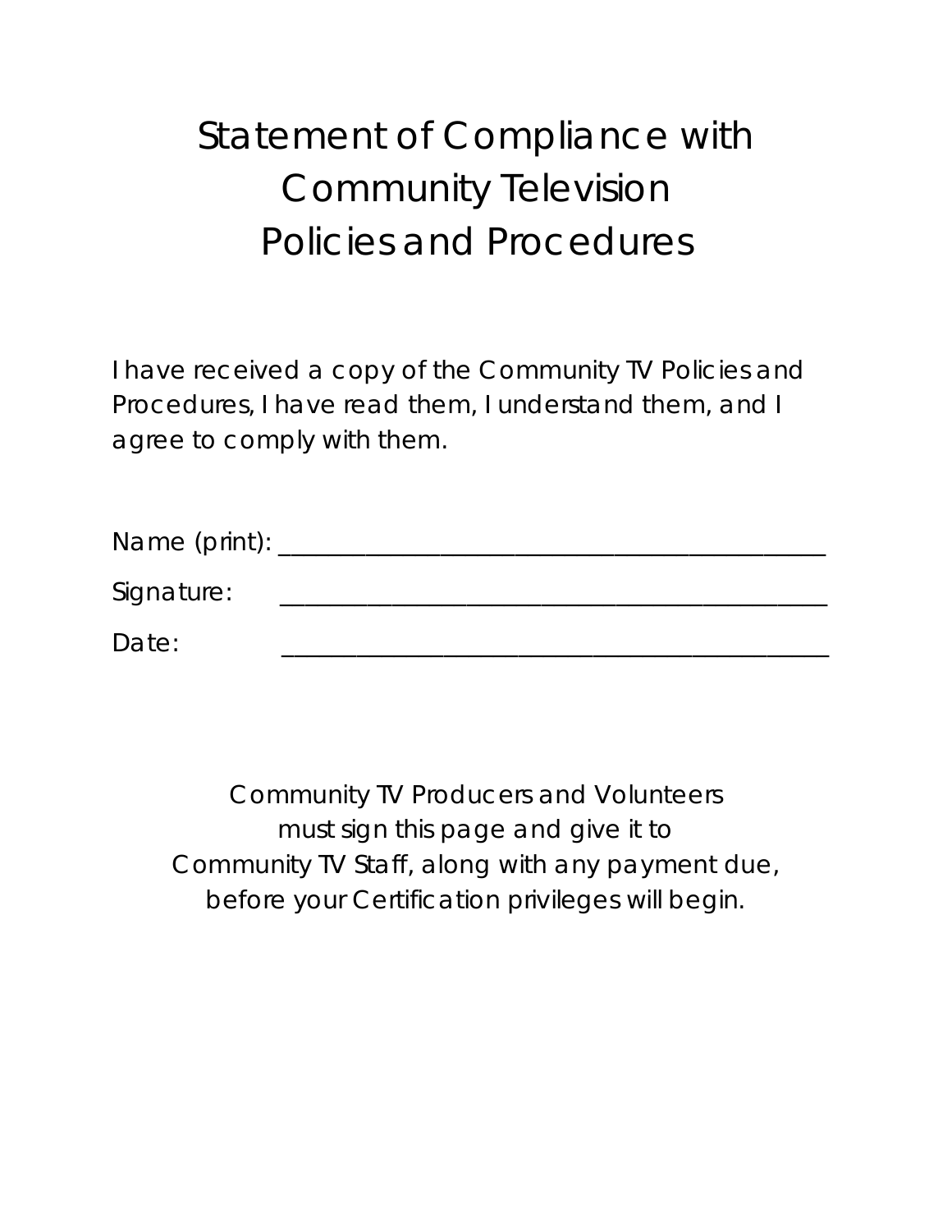# Statement of Compliance with Community Television Policies and Procedures

I have received a copy of the Community TV Policies and Procedures, I have read them, I understand them, and I agree to comply with them.

Name (print): ____________________________________________

Signature: ____________________________________________

Date: ____________________________________________

Community TV Producers and Volunteers must sign this page and give it to Community TV Staff, along with any payment due, before your Certification privileges will begin.